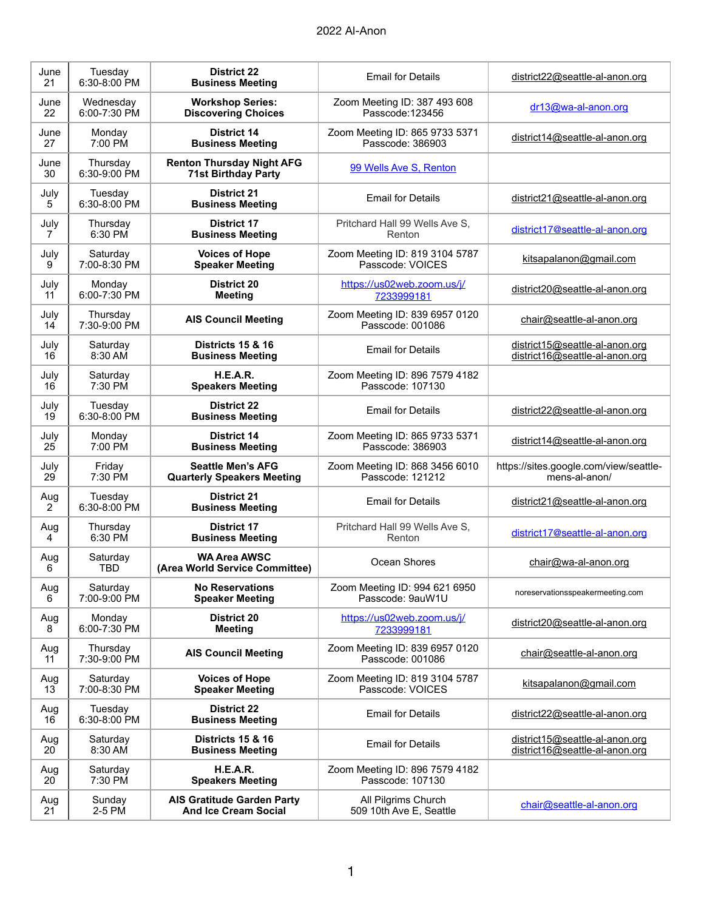# 2022 Al-Anon

| Date | Day/Time | Event | Location | Contact |
|---|---|---|---|---|
| June 21 | Tuesday 6:30-8:00 PM | **District 22 Business Meeting** | Email for Details | district22@seattle-al-anon.org |
| June 22 | Wednesday 6:00-7:30 PM | **Workshop Series: Discovering Choices** | Zoom Meeting ID: 387 493 608 Passcode:123456 | dr13@wa-al-anon.org |
| June 27 | Monday 7:00 PM | **District 14 Business Meeting** | Zoom Meeting ID: 865 9733 5371 Passcode: 386903 | district14@seattle-al-anon.org |
| June 30 | Thursday 6:30-9:00 PM | **Renton Thursday Night AFG 71st Birthday Party** | 99 Wells Ave S, Renton | |
| July 5 | Tuesday 6:30-8:00 PM | **District 21 Business Meeting** | Email for Details | district21@seattle-al-anon.org |
| July 7 | Thursday 6:30 PM | **District 17 Business Meeting** | Pritchard Hall 99 Wells Ave S, Renton | district17@seattle-al-anon.org |
| July 9 | Saturday 7:00-8:30 PM | **Voices of Hope Speaker Meeting** | Zoom Meeting ID: 819 3104 5787 Passcode: VOICES | kitsapalanon@gmail.com |
| July 11 | Monday 6:00-7:30 PM | **District 20 Meeting** | https://us02web.zoom.us/j/7233999181 | district20@seattle-al-anon.org |
| July 14 | Thursday 7:30-9:00 PM | **AIS Council Meeting** | Zoom Meeting ID: 839 6957 0120 Passcode: 001086 | chair@seattle-al-anon.org |
| July 16 | Saturday 8:30 AM | **Districts 15 & 16 Business Meeting** | Email for Details | district15@seattle-al-anon.org district16@seattle-al-anon.org |
| July 16 | Saturday 7:30 PM | **H.E.A.R. Speakers Meeting** | Zoom Meeting ID: 896 7579 4182 Passcode: 107130 | |
| July 19 | Tuesday 6:30-8:00 PM | **District 22 Business Meeting** | Email for Details | district22@seattle-al-anon.org |
| July 25 | Monday 7:00 PM | **District 14 Business Meeting** | Zoom Meeting ID: 865 9733 5371 Passcode: 386903 | district14@seattle-al-anon.org |
| July 29 | Friday 7:30 PM | **Seattle Men's AFG Quarterly Speakers Meeting** | Zoom Meeting ID: 868 3456 6010 Passcode: 121212 | https://sites.google.com/view/seattle-mens-al-anon/ |
| Aug 2 | Tuesday 6:30-8:00 PM | **District 21 Business Meeting** | Email for Details | district21@seattle-al-anon.org |
| Aug 4 | Thursday 6:30 PM | **District 17 Business Meeting** | Pritchard Hall 99 Wells Ave S, Renton | district17@seattle-al-anon.org |
| Aug 6 | Saturday TBD | **WA Area AWSC (Area World Service Committee)** | Ocean Shores | chair@wa-al-anon.org |
| Aug 6 | Saturday 7:00-9:00 PM | **No Reservations Speaker Meeting** | Zoom Meeting ID: 994 621 6950 Passcode: 9auW1U | noreservationsspeakermeeting.com |
| Aug 8 | Monday 6:00-7:30 PM | **District 20 Meeting** | https://us02web.zoom.us/j/7233999181 | district20@seattle-al-anon.org |
| Aug 11 | Thursday 7:30-9:00 PM | **AIS Council Meeting** | Zoom Meeting ID: 839 6957 0120 Passcode: 001086 | chair@seattle-al-anon.org |
| Aug 13 | Saturday 7:00-8:30 PM | **Voices of Hope Speaker Meeting** | Zoom Meeting ID: 819 3104 5787 Passcode: VOICES | kitsapalanon@gmail.com |
| Aug 16 | Tuesday 6:30-8:00 PM | **District 22 Business Meeting** | Email for Details | district22@seattle-al-anon.org |
| Aug 20 | Saturday 8:30 AM | **Districts 15 & 16 Business Meeting** | Email for Details | district15@seattle-al-anon.org district16@seattle-al-anon.org |
| Aug 20 | Saturday 7:30 PM | **H.E.A.R. Speakers Meeting** | Zoom Meeting ID: 896 7579 4182 Passcode: 107130 | |
| Aug 21 | Sunday 2-5 PM | **AIS Gratitude Garden Party And Ice Cream Social** | All Pilgrims Church 509 10th Ave E, Seattle | chair@seattle-al-anon.org |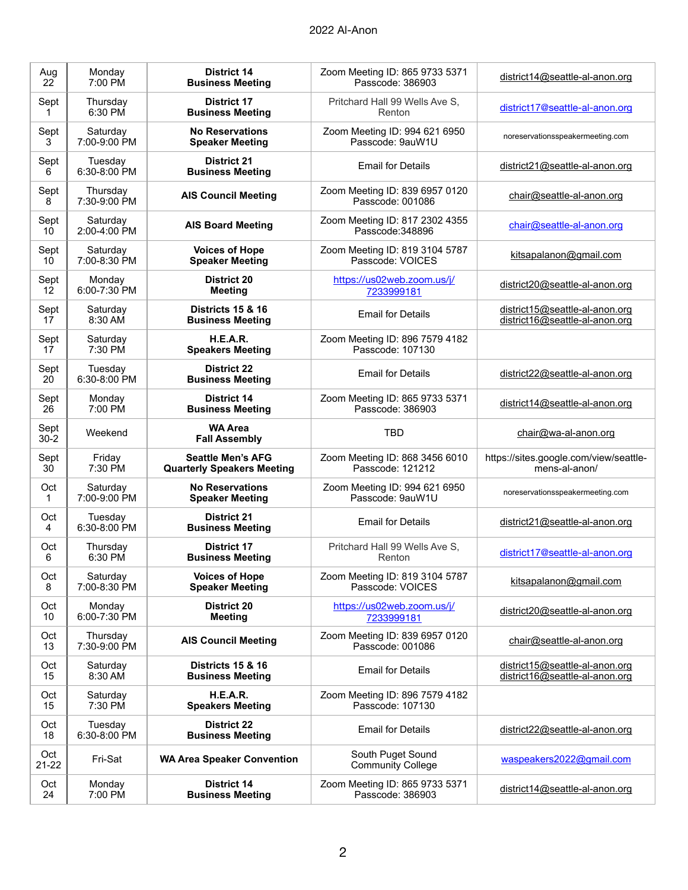| Date | Day/Time | Event | Location | Contact |
|---|---|---|---|---|
| Aug 22 | Monday 7:00 PM | **District 14 Business Meeting** | Zoom Meeting ID: 865 9733 5371 Passcode: 386903 | district14@seattle-al-anon.org |
| Sept 1 | Thursday 6:30 PM | **District 17 Business Meeting** | Pritchard Hall 99 Wells Ave S, Renton | district17@seattle-al-anon.org |
| Sept 3 | Saturday 7:00-9:00 PM | **No Reservations Speaker Meeting** | Zoom Meeting ID: 994 621 6950 Passcode: 9auW1U | noreservationsspeakermeeting.com |
| Sept 6 | Tuesday 6:30-8:00 PM | **District 21 Business Meeting** | Email for Details | district21@seattle-al-anon.org |
| Sept 8 | Thursday 7:30-9:00 PM | **AIS Council Meeting** | Zoom Meeting ID: 839 6957 0120 Passcode: 001086 | chair@seattle-al-anon.org |
| Sept 10 | Saturday 2:00-4:00 PM | **AIS Board Meeting** | Zoom Meeting ID: 817 2302 4355 Passcode:348896 | chair@seattle-al-anon.org |
| Sept 10 | Saturday 7:00-8:30 PM | **Voices of Hope Speaker Meeting** | Zoom Meeting ID: 819 3104 5787 Passcode: VOICES | kitsapalanon@gmail.com |
| Sept 12 | Monday 6:00-7:30 PM | **District 20 Meeting** | https://us02web.zoom.us/j/7233999181 | district20@seattle-al-anon.org |
| Sept 17 | Saturday 8:30 AM | **Districts 15 & 16 Business Meeting** | Email for Details | district15@seattle-al-anon.org district16@seattle-al-anon.org |
| Sept 17 | Saturday 7:30 PM | **H.E.A.R. Speakers Meeting** | Zoom Meeting ID: 896 7579 4182 Passcode: 107130 | |
| Sept 20 | Tuesday 6:30-8:00 PM | **District 22 Business Meeting** | Email for Details | district22@seattle-al-anon.org |
| Sept 26 | Monday 7:00 PM | **District 14 Business Meeting** | Zoom Meeting ID: 865 9733 5371 Passcode: 386903 | district14@seattle-al-anon.org |
| Sept 30-2 | Weekend | **WA Area Fall Assembly** | TBD | chair@wa-al-anon.org |
| Sept 30 | Friday 7:30 PM | **Seattle Men's AFG Quarterly Speakers Meeting** | Zoom Meeting ID: 868 3456 6010 Passcode: 121212 | https://sites.google.com/view/seattle-mens-al-anon/ |
| Oct 1 | Saturday 7:00-9:00 PM | **No Reservations Speaker Meeting** | Zoom Meeting ID: 994 621 6950 Passcode: 9auW1U | noreservationsspeakermeeting.com |
| Oct 4 | Tuesday 6:30-8:00 PM | **District 21 Business Meeting** | Email for Details | district21@seattle-al-anon.org |
| Oct 6 | Thursday 6:30 PM | **District 17 Business Meeting** | Pritchard Hall 99 Wells Ave S, Renton | district17@seattle-al-anon.org |
| Oct 8 | Saturday 7:00-8:30 PM | **Voices of Hope Speaker Meeting** | Zoom Meeting ID: 819 3104 5787 Passcode: VOICES | kitsapalanon@gmail.com |
| Oct 10 | Monday 6:00-7:30 PM | **District 20 Meeting** | https://us02web.zoom.us/j/7233999181 | district20@seattle-al-anon.org |
| Oct 13 | Thursday 7:30-9:00 PM | **AIS Council Meeting** | Zoom Meeting ID: 839 6957 0120 Passcode: 001086 | chair@seattle-al-anon.org |
| Oct 15 | Saturday 8:30 AM | **Districts 15 & 16 Business Meeting** | Email for Details | district15@seattle-al-anon.org district16@seattle-al-anon.org |
| Oct 15 | Saturday 7:30 PM | **H.E.A.R. Speakers Meeting** | Zoom Meeting ID: 896 7579 4182 Passcode: 107130 | |
| Oct 18 | Tuesday 6:30-8:00 PM | **District 22 Business Meeting** | Email for Details | district22@seattle-al-anon.org |
| Oct 21-22 | Fri-Sat | **WA Area Speaker Convention** | South Puget Sound Community College | waspeakers2022@gmail.com |
| Oct 24 | Monday 7:00 PM | **District 14 Business Meeting** | Zoom Meeting ID: 865 9733 5371 Passcode: 386903 | district14@seattle-al-anon.org |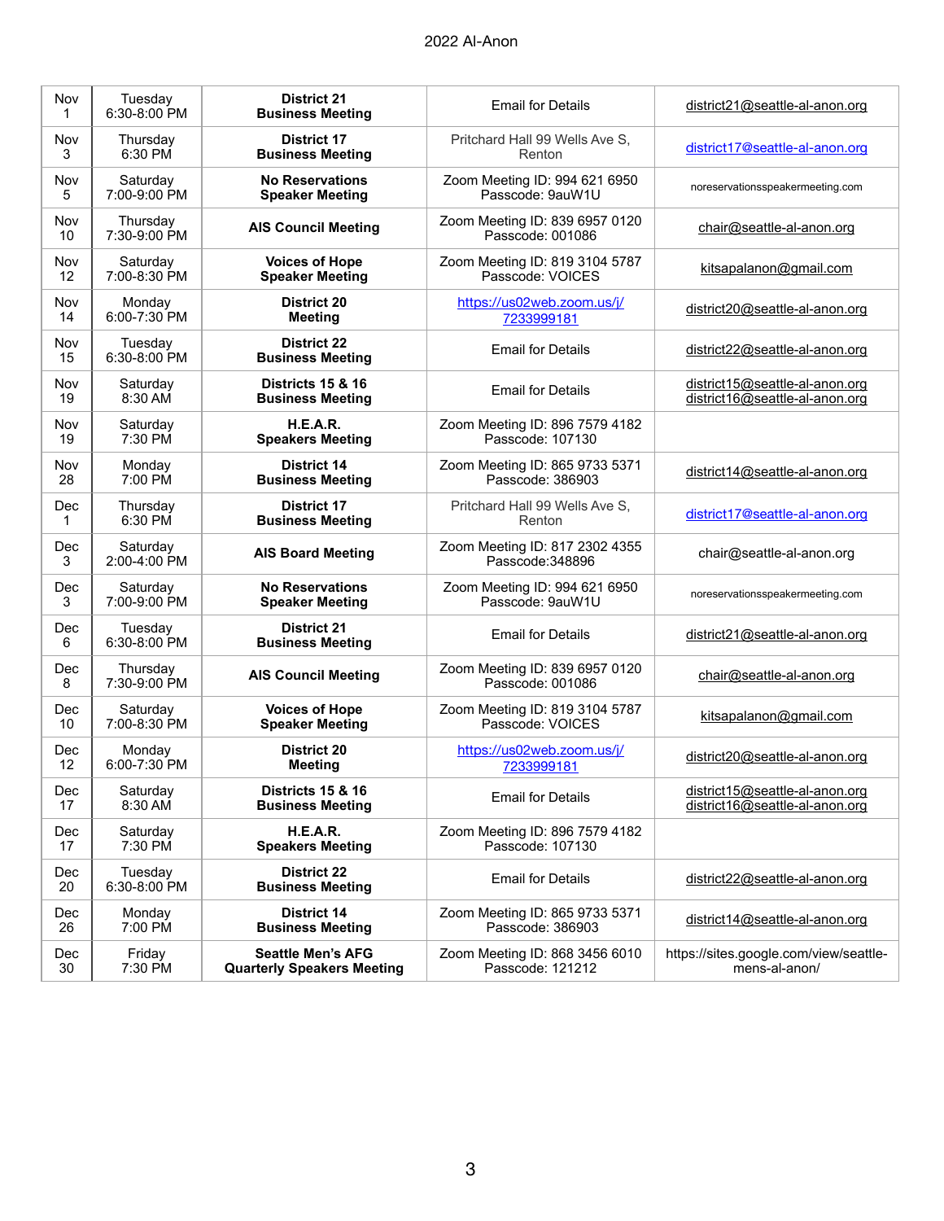| | | | | |
|---|---|---|---|---|
| Nov 1 | Tuesday 6:30-8:00 PM | **District 21 Business Meeting** | Email for Details | district21@seattle-al-anon.org |
| Nov 3 | Thursday 6:30 PM | **District 17 Business Meeting** | Pritchard Hall 99 Wells Ave S, Renton | district17@seattle-al-anon.org |
| Nov 5 | Saturday 7:00-9:00 PM | **No Reservations Speaker Meeting** | Zoom Meeting ID: 994 621 6950 Passcode: 9auW1U | noreservationsspeakermeeting.com |
| Nov 10 | Thursday 7:30-9:00 PM | **AIS Council Meeting** | Zoom Meeting ID: 839 6957 0120 Passcode: 001086 | chair@seattle-al-anon.org |
| Nov 12 | Saturday 7:00-8:30 PM | **Voices of Hope Speaker Meeting** | Zoom Meeting ID: 819 3104 5787 Passcode: VOICES | kitsapalanon@gmail.com |
| Nov 14 | Monday 6:00-7:30 PM | **District 20 Meeting** | https://us02web.zoom.us/j/7233999181 | district20@seattle-al-anon.org |
| Nov 15 | Tuesday 6:30-8:00 PM | **District 22 Business Meeting** | Email for Details | district22@seattle-al-anon.org |
| Nov 19 | Saturday 8:30 AM | **Districts 15 & 16 Business Meeting** | Email for Details | district15@seattle-al-anon.org district16@seattle-al-anon.org |
| Nov 19 | Saturday 7:30 PM | **H.E.A.R. Speakers Meeting** | Zoom Meeting ID: 896 7579 4182 Passcode: 107130 | |
| Nov 28 | Monday 7:00 PM | **District 14 Business Meeting** | Zoom Meeting ID: 865 9733 5371 Passcode: 386903 | district14@seattle-al-anon.org |
| Dec 1 | Thursday 6:30 PM | **District 17 Business Meeting** | Pritchard Hall 99 Wells Ave S, Renton | district17@seattle-al-anon.org |
| Dec 3 | Saturday 2:00-4:00 PM | **AIS Board Meeting** | Zoom Meeting ID: 817 2302 4355 Passcode:348896 | chair@seattle-al-anon.org |
| Dec 3 | Saturday 7:00-9:00 PM | **No Reservations Speaker Meeting** | Zoom Meeting ID: 994 621 6950 Passcode: 9auW1U | noreservationsspeakermeeting.com |
| Dec 6 | Tuesday 6:30-8:00 PM | **District 21 Business Meeting** | Email for Details | district21@seattle-al-anon.org |
| Dec 8 | Thursday 7:30-9:00 PM | **AIS Council Meeting** | Zoom Meeting ID: 839 6957 0120 Passcode: 001086 | chair@seattle-al-anon.org |
| Dec 10 | Saturday 7:00-8:30 PM | **Voices of Hope Speaker Meeting** | Zoom Meeting ID: 819 3104 5787 Passcode: VOICES | kitsapalanon@gmail.com |
| Dec 12 | Monday 6:00-7:30 PM | **District 20 Meeting** | https://us02web.zoom.us/j/7233999181 | district20@seattle-al-anon.org |
| Dec 17 | Saturday 8:30 AM | **Districts 15 & 16 Business Meeting** | Email for Details | district15@seattle-al-anon.org district16@seattle-al-anon.org |
| Dec 17 | Saturday 7:30 PM | **H.E.A.R. Speakers Meeting** | Zoom Meeting ID: 896 7579 4182 Passcode: 107130 | |
| Dec 20 | Tuesday 6:30-8:00 PM | **District 22 Business Meeting** | Email for Details | district22@seattle-al-anon.org |
| Dec 26 | Monday 7:00 PM | **District 14 Business Meeting** | Zoom Meeting ID: 865 9733 5371 Passcode: 386903 | district14@seattle-al-anon.org |
| Dec 30 | Friday 7:30 PM | **Seattle Men's AFG Quarterly Speakers Meeting** | Zoom Meeting ID: 868 3456 6010 Passcode: 121212 | https://sites.google.com/view/seattle-mens-al-anon/ |